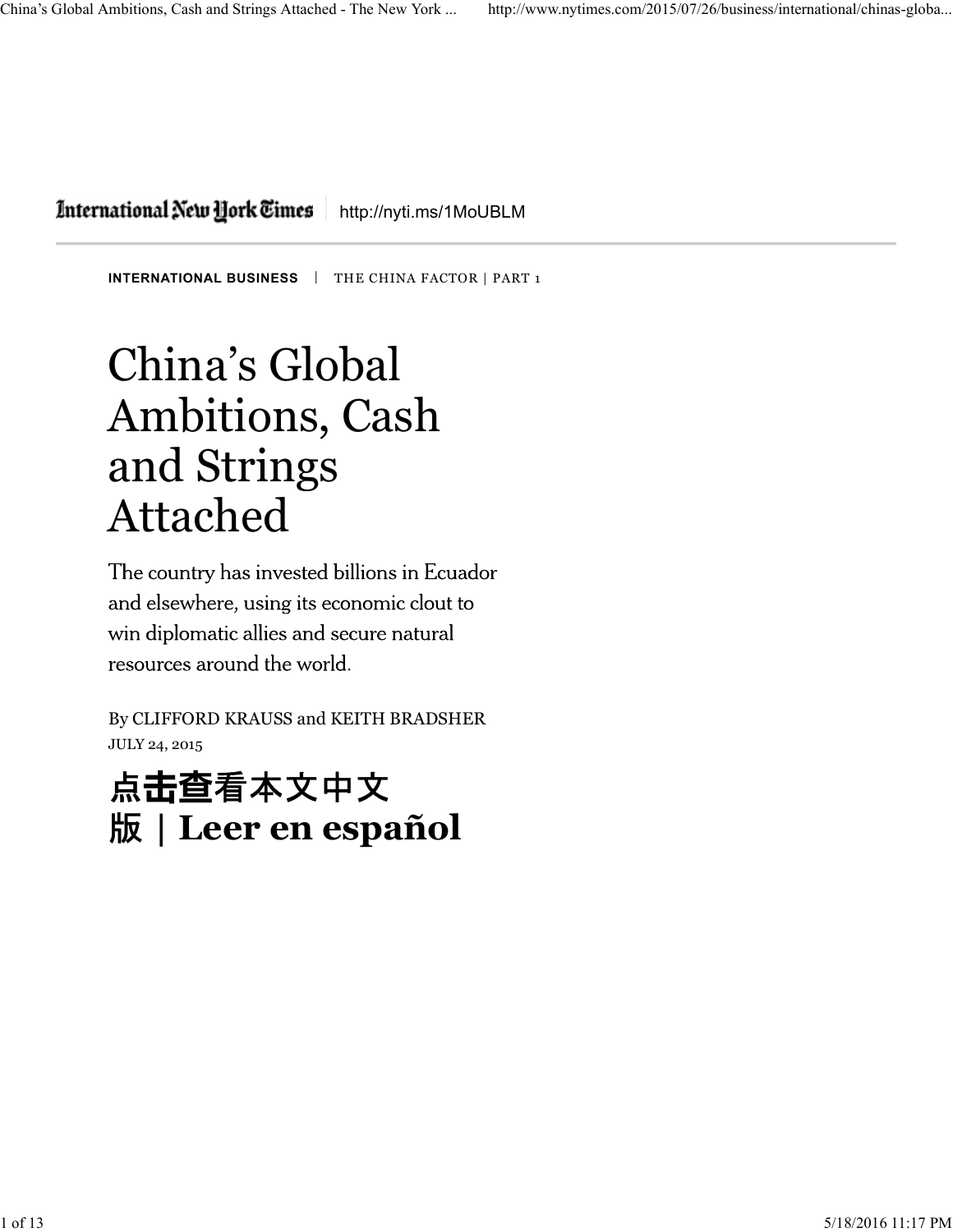International New York Times | http://nyti.ms/1MoUBLM

**INTERNATIONAL BUSINESS** | THE CHINA FACTOR | PART 1

# China's Global Ambitions, Cash and Strings Attached

The country has invested billions in Ecuador and elsewhere, using its economic clout to win diplomatic allies and secure natural resources around the world.

By CLIFFORD KRAUSS and KEITH BRADSHER
JULY 24, 2015

## 点击查看本文中文版 | Leer en español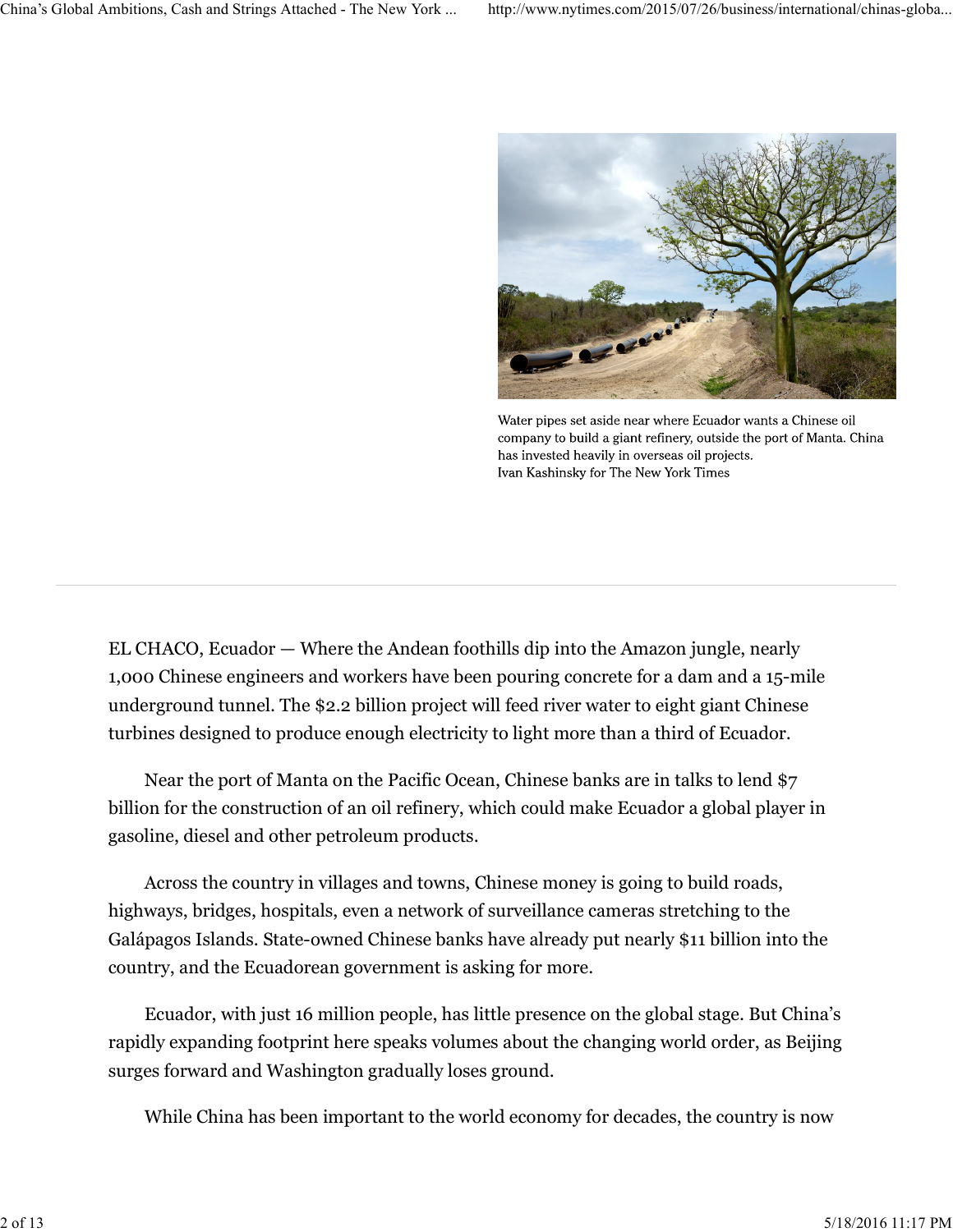Water pipes set aside near where Ecuador wants a Chinese oil company to build a giant refinery, outside the port of Manta. China has invested heavily in overseas oil projects.
Ivan Kashinsky for The New York Times

EL CHACO, Ecuador — Where the Andean foothills dip into the Amazon jungle, nearly 1,000 Chinese engineers and workers have been pouring concrete for a dam and a 15-mile underground tunnel. The $2.2 billion project will feed river water to eight giant Chinese turbines designed to produce enough electricity to light more than a third of Ecuador.

Near the port of Manta on the Pacific Ocean, Chinese banks are in talks to lend $7 billion for the construction of an oil refinery, which could make Ecuador a global player in gasoline, diesel and other petroleum products.

Across the country in villages and towns, Chinese money is going to build roads, highways, bridges, hospitals, even a network of surveillance cameras stretching to the Galápagos Islands. State-owned Chinese banks have already put nearly $11 billion into the country, and the Ecuadorean government is asking for more.

Ecuador, with just 16 million people, has little presence on the global stage. But China's rapidly expanding footprint here speaks volumes about the changing world order, as Beijing surges forward and Washington gradually loses ground.

While China has been important to the world economy for decades, the country is now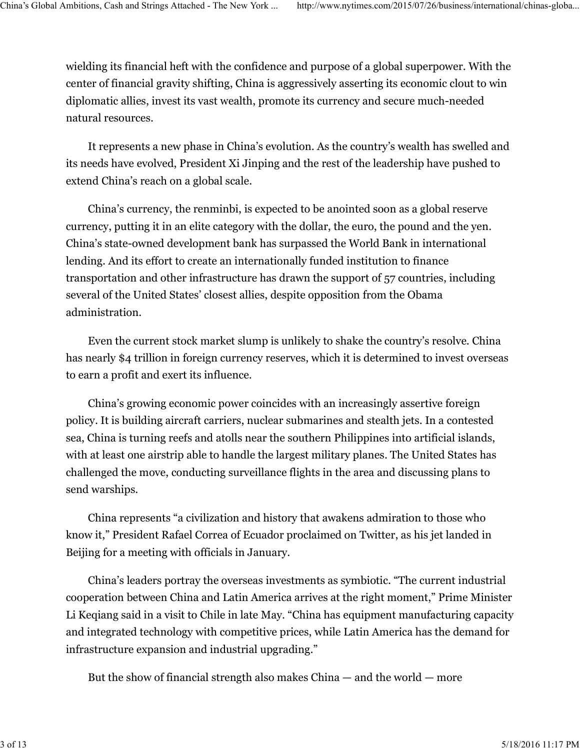wielding its financial heft with the confidence and purpose of a global superpower. With the center of financial gravity shifting, China is aggressively asserting its economic clout to win diplomatic allies, invest its vast wealth, promote its currency and secure much-needed natural resources.

It represents a new phase in China's evolution. As the country's wealth has swelled and its needs have evolved, President Xi Jinping and the rest of the leadership have pushed to extend China's reach on a global scale.

China's currency, the renminbi, is expected to be anointed soon as a global reserve currency, putting it in an elite category with the dollar, the euro, the pound and the yen. China's state-owned development bank has surpassed the World Bank in international lending. And its effort to create an internationally funded institution to finance transportation and other infrastructure has drawn the support of 57 countries, including several of the United States' closest allies, despite opposition from the Obama administration.

Even the current stock market slump is unlikely to shake the country's resolve. China has nearly $4 trillion in foreign currency reserves, which it is determined to invest overseas to earn a profit and exert its influence.

China's growing economic power coincides with an increasingly assertive foreign policy. It is building aircraft carriers, nuclear submarines and stealth jets. In a contested sea, China is turning reefs and atolls near the southern Philippines into artificial islands, with at least one airstrip able to handle the largest military planes. The United States has challenged the move, conducting surveillance flights in the area and discussing plans to send warships.

China represents "a civilization and history that awakens admiration to those who know it," President Rafael Correa of Ecuador proclaimed on Twitter, as his jet landed in Beijing for a meeting with officials in January.

China's leaders portray the overseas investments as symbiotic. "The current industrial cooperation between China and Latin America arrives at the right moment," Prime Minister Li Keqiang said in a visit to Chile in late May. "China has equipment manufacturing capacity and integrated technology with competitive prices, while Latin America has the demand for infrastructure expansion and industrial upgrading."

But the show of financial strength also makes China — and the world — more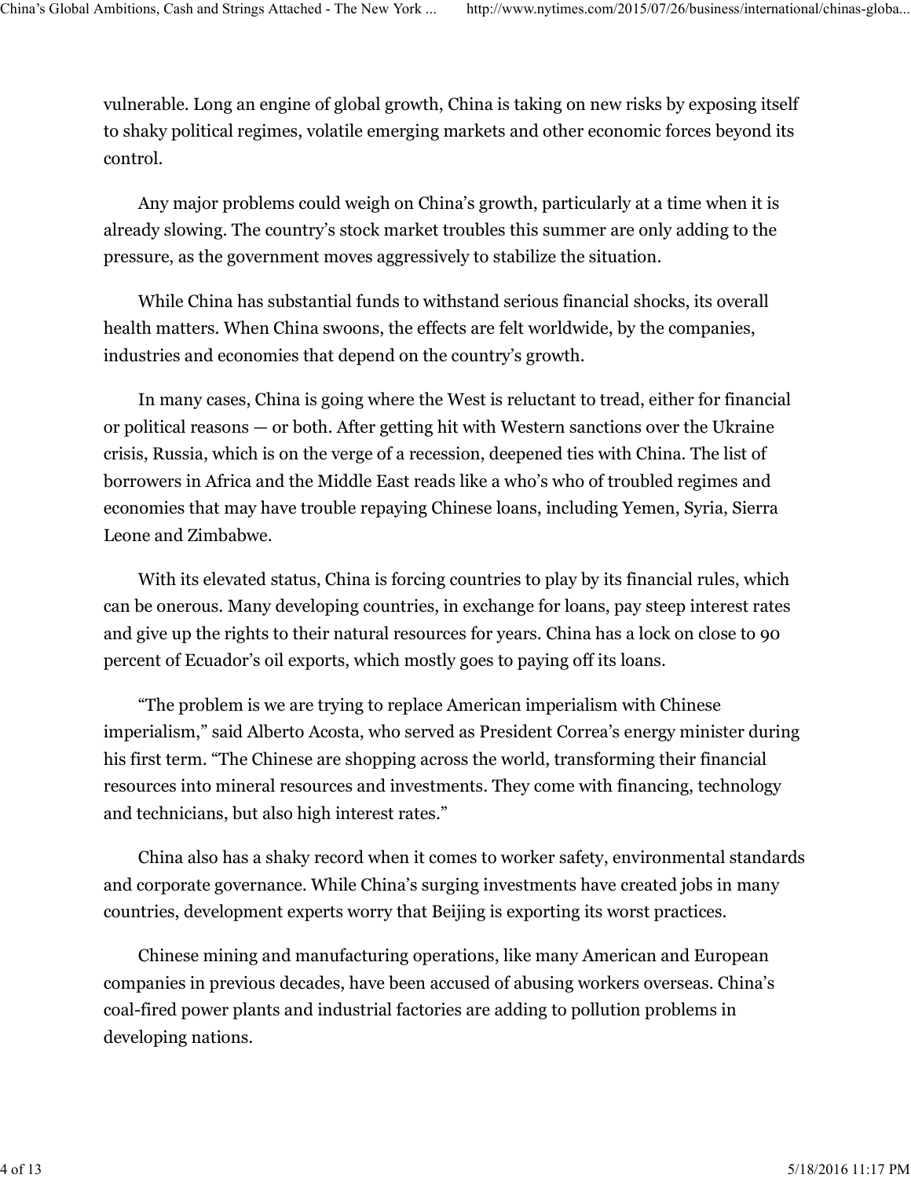vulnerable. Long an engine of global growth, China is taking on new risks by exposing itself to shaky political regimes, volatile emerging markets and other economic forces beyond its control.

Any major problems could weigh on China's growth, particularly at a time when it is already slowing. The country's stock market troubles this summer are only adding to the pressure, as the government moves aggressively to stabilize the situation.

While China has substantial funds to withstand serious financial shocks, its overall health matters. When China swoons, the effects are felt worldwide, by the companies, industries and economies that depend on the country's growth.

In many cases, China is going where the West is reluctant to tread, either for financial or political reasons — or both. After getting hit with Western sanctions over the Ukraine crisis, Russia, which is on the verge of a recession, deepened ties with China. The list of borrowers in Africa and the Middle East reads like a who's who of troubled regimes and economies that may have trouble repaying Chinese loans, including Yemen, Syria, Sierra Leone and Zimbabwe.

With its elevated status, China is forcing countries to play by its financial rules, which can be onerous. Many developing countries, in exchange for loans, pay steep interest rates and give up the rights to their natural resources for years. China has a lock on close to 90 percent of Ecuador's oil exports, which mostly goes to paying off its loans.

"The problem is we are trying to replace American imperialism with Chinese imperialism," said Alberto Acosta, who served as President Correa's energy minister during his first term. "The Chinese are shopping across the world, transforming their financial resources into mineral resources and investments. They come with financing, technology and technicians, but also high interest rates."

China also has a shaky record when it comes to worker safety, environmental standards and corporate governance. While China's surging investments have created jobs in many countries, development experts worry that Beijing is exporting its worst practices.

Chinese mining and manufacturing operations, like many American and European companies in previous decades, have been accused of abusing workers overseas. China's coal-fired power plants and industrial factories are adding to pollution problems in developing nations.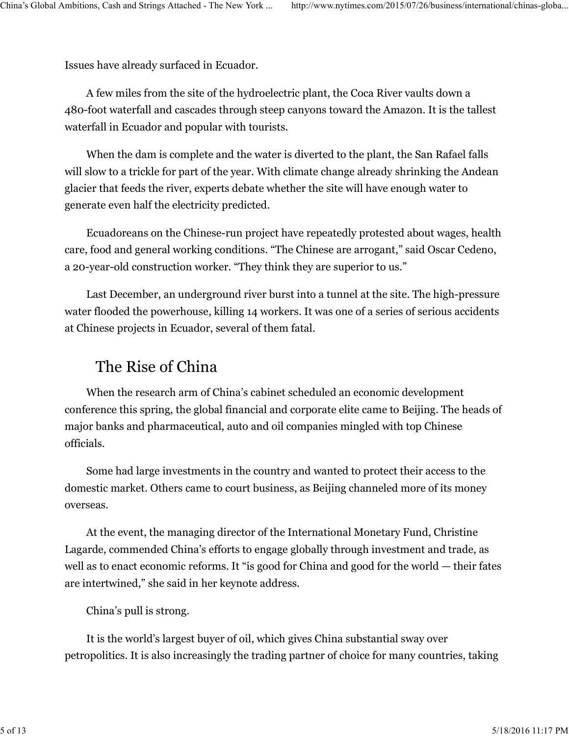Issues have already surfaced in Ecuador.

A few miles from the site of the hydroelectric plant, the Coca River vaults down a 480-foot waterfall and cascades through steep canyons toward the Amazon. It is the tallest waterfall in Ecuador and popular with tourists.

When the dam is complete and the water is diverted to the plant, the San Rafael falls will slow to a trickle for part of the year. With climate change already shrinking the Andean glacier that feeds the river, experts debate whether the site will have enough water to generate even half the electricity predicted.

Ecuadoreans on the Chinese-run project have repeatedly protested about wages, health care, food and general working conditions. “The Chinese are arrogant,” said Oscar Cedeno, a 20-year-old construction worker. “They think they are superior to us.”

Last December, an underground river burst into a tunnel at the site. The high-pressure water flooded the powerhouse, killing 14 workers. It was one of a series of serious accidents at Chinese projects in Ecuador, several of them fatal.

## The Rise of China

When the research arm of China’s cabinet scheduled an economic development conference this spring, the global financial and corporate elite came to Beijing. The heads of major banks and pharmaceutical, auto and oil companies mingled with top Chinese officials.

Some had large investments in the country and wanted to protect their access to the domestic market. Others came to court business, as Beijing channeled more of its money overseas.

At the event, the managing director of the International Monetary Fund, Christine Lagarde, commended China’s efforts to engage globally through investment and trade, as well as to enact economic reforms. It “is good for China and good for the world — their fates are intertwined,” she said in her keynote address.

China’s pull is strong.

It is the world’s largest buyer of oil, which gives China substantial sway over petropolitics. It is also increasingly the trading partner of choice for many countries, taking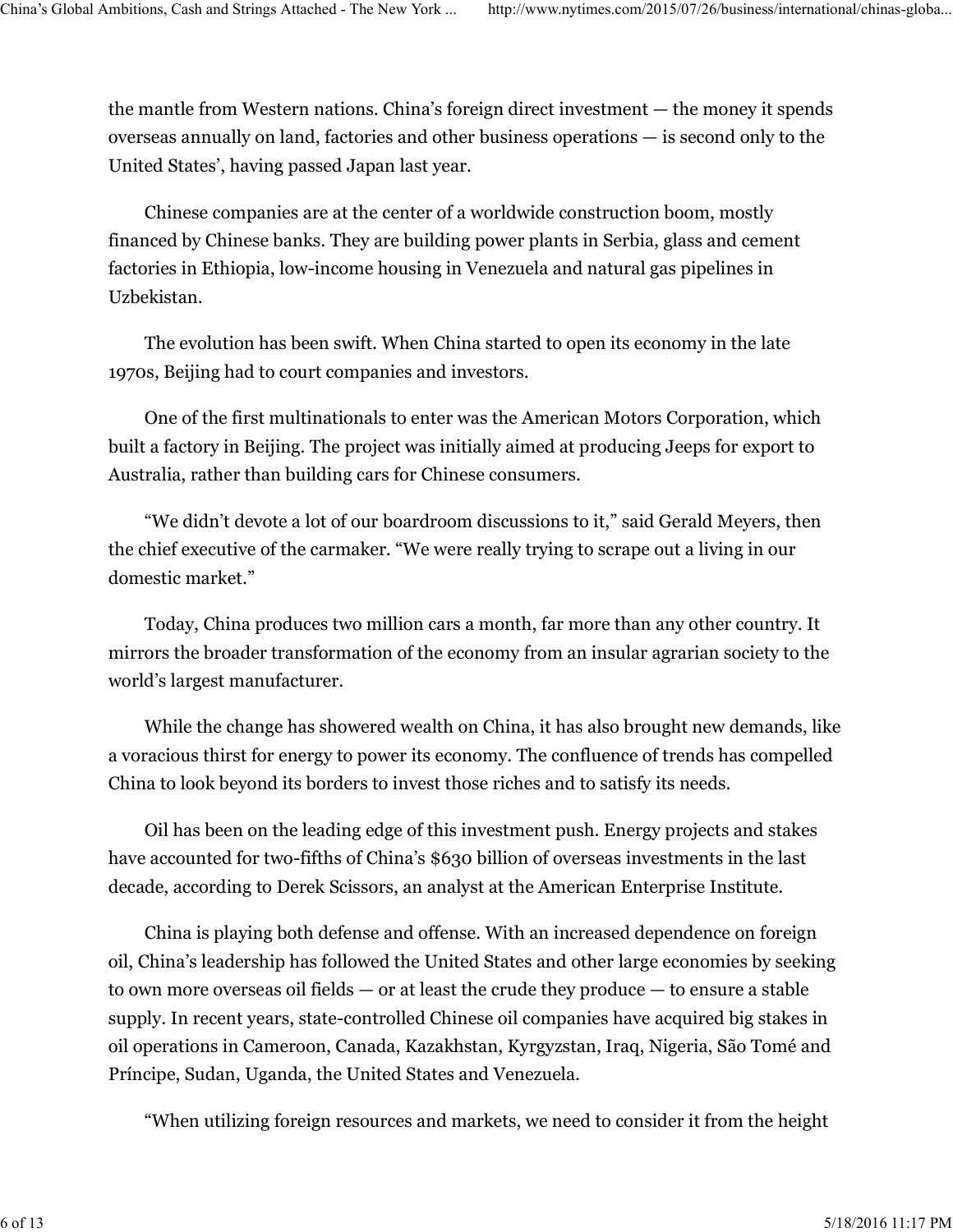the mantle from Western nations. China's foreign direct investment — the money it spends overseas annually on land, factories and other business operations — is second only to the United States', having passed Japan last year.

Chinese companies are at the center of a worldwide construction boom, mostly financed by Chinese banks. They are building power plants in Serbia, glass and cement factories in Ethiopia, low-income housing in Venezuela and natural gas pipelines in Uzbekistan.

The evolution has been swift. When China started to open its economy in the late 1970s, Beijing had to court companies and investors.

One of the first multinationals to enter was the American Motors Corporation, which built a factory in Beijing. The project was initially aimed at producing Jeeps for export to Australia, rather than building cars for Chinese consumers.

"We didn't devote a lot of our boardroom discussions to it," said Gerald Meyers, then the chief executive of the carmaker. "We were really trying to scrape out a living in our domestic market."

Today, China produces two million cars a month, far more than any other country. It mirrors the broader transformation of the economy from an insular agrarian society to the world's largest manufacturer.

While the change has showered wealth on China, it has also brought new demands, like a voracious thirst for energy to power its economy. The confluence of trends has compelled China to look beyond its borders to invest those riches and to satisfy its needs.

Oil has been on the leading edge of this investment push. Energy projects and stakes have accounted for two-fifths of China's $630 billion of overseas investments in the last decade, according to Derek Scissors, an analyst at the American Enterprise Institute.

China is playing both defense and offense. With an increased dependence on foreign oil, China's leadership has followed the United States and other large economies by seeking to own more overseas oil fields — or at least the crude they produce — to ensure a stable supply. In recent years, state-controlled Chinese oil companies have acquired big stakes in oil operations in Cameroon, Canada, Kazakhstan, Kyrgyzstan, Iraq, Nigeria, São Tomé and Príncipe, Sudan, Uganda, the United States and Venezuela.

"When utilizing foreign resources and markets, we need to consider it from the height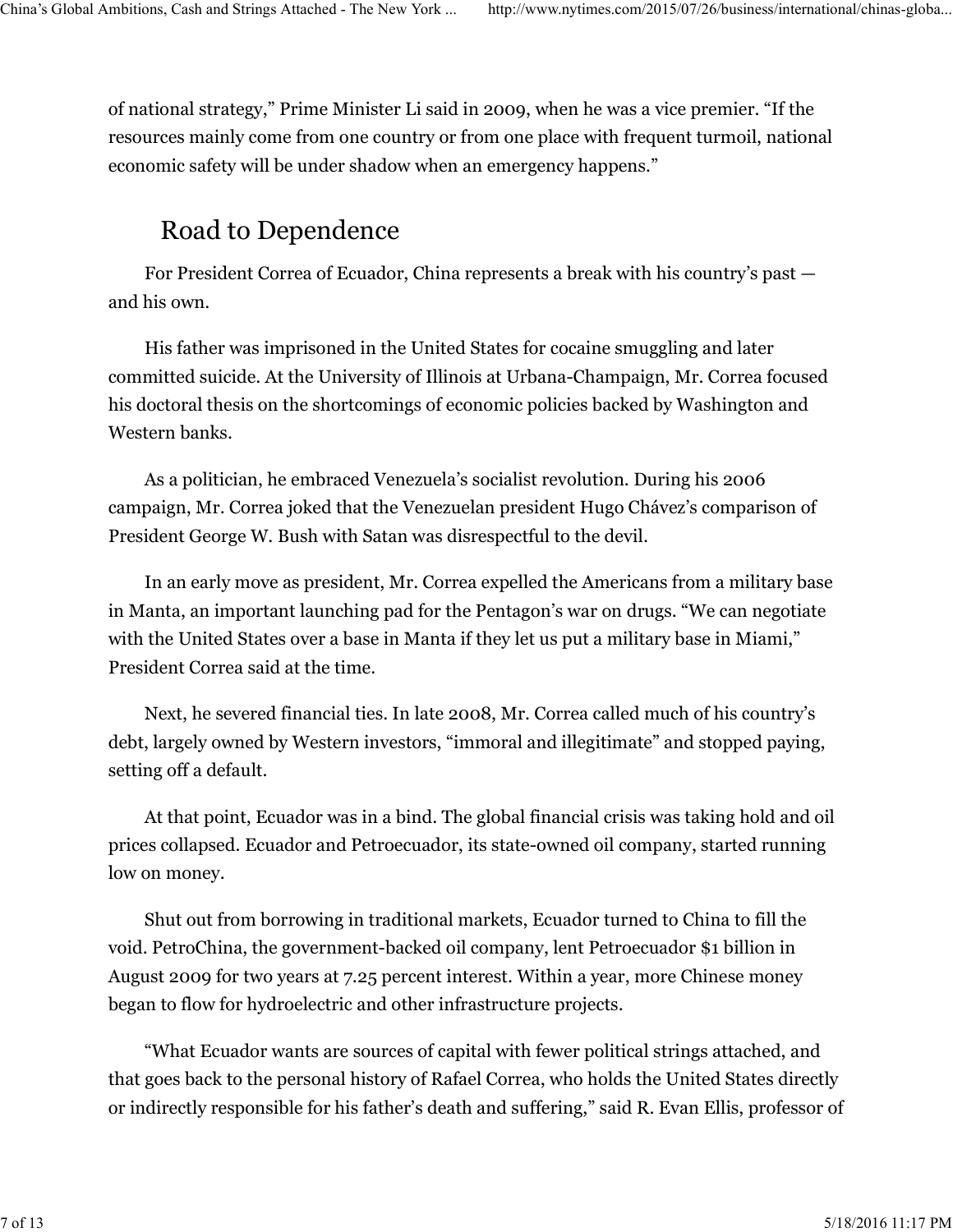of national strategy," Prime Minister Li said in 2009, when he was a vice premier. "If the resources mainly come from one country or from one place with frequent turmoil, national economic safety will be under shadow when an emergency happens."

## Road to Dependence

For President Correa of Ecuador, China represents a break with his country's past — and his own.

His father was imprisoned in the United States for cocaine smuggling and later committed suicide. At the University of Illinois at Urbana-Champaign, Mr. Correa focused his doctoral thesis on the shortcomings of economic policies backed by Washington and Western banks.

As a politician, he embraced Venezuela's socialist revolution. During his 2006 campaign, Mr. Correa joked that the Venezuelan president Hugo Chávez's comparison of President George W. Bush with Satan was disrespectful to the devil.

In an early move as president, Mr. Correa expelled the Americans from a military base in Manta, an important launching pad for the Pentagon's war on drugs. "We can negotiate with the United States over a base in Manta if they let us put a military base in Miami," President Correa said at the time.

Next, he severed financial ties. In late 2008, Mr. Correa called much of his country's debt, largely owned by Western investors, "immoral and illegitimate" and stopped paying, setting off a default.

At that point, Ecuador was in a bind. The global financial crisis was taking hold and oil prices collapsed. Ecuador and Petroecuador, its state-owned oil company, started running low on money.

Shut out from borrowing in traditional markets, Ecuador turned to China to fill the void. PetroChina, the government-backed oil company, lent Petroecuador $1 billion in August 2009 for two years at 7.25 percent interest. Within a year, more Chinese money began to flow for hydroelectric and other infrastructure projects.

"What Ecuador wants are sources of capital with fewer political strings attached, and that goes back to the personal history of Rafael Correa, who holds the United States directly or indirectly responsible for his father's death and suffering," said R. Evan Ellis, professor of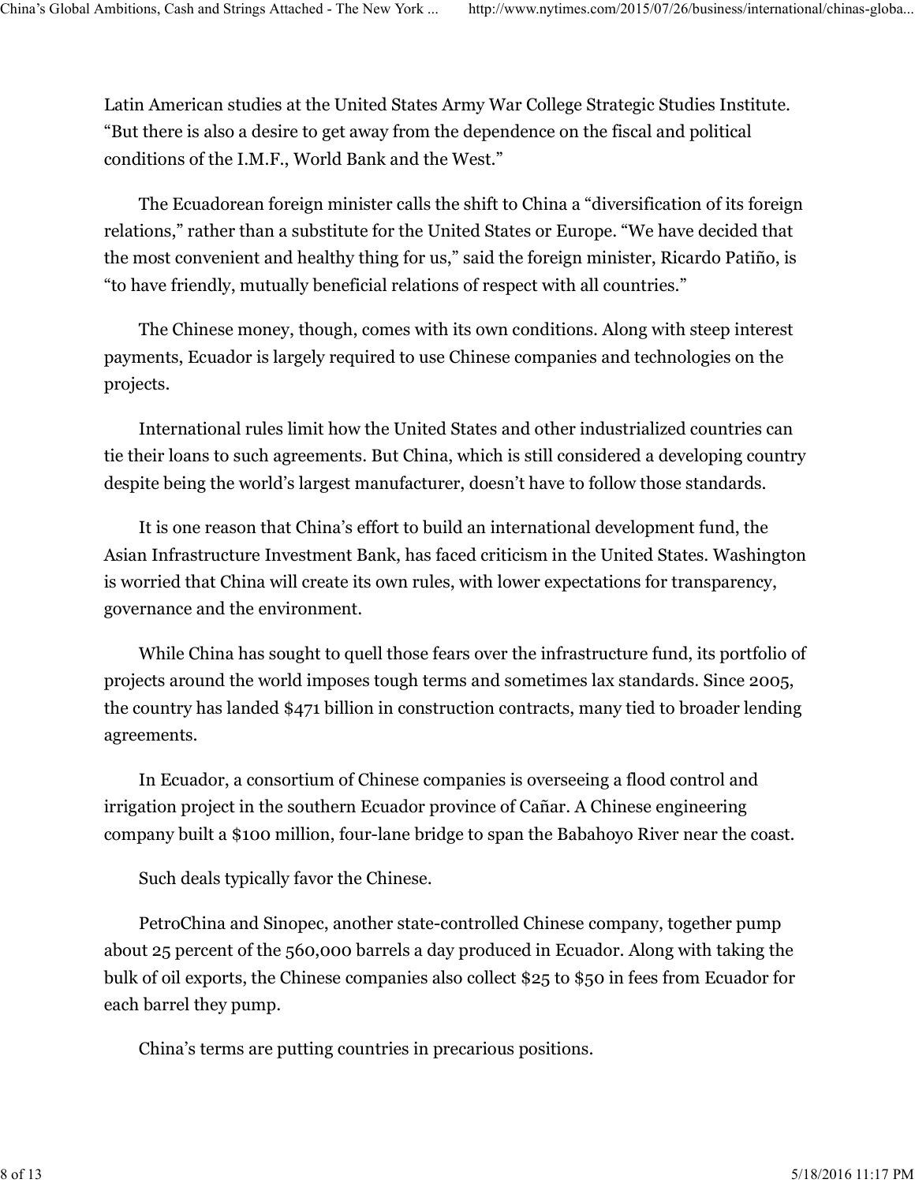Latin American studies at the United States Army War College Strategic Studies Institute. “But there is also a desire to get away from the dependence on the fiscal and political conditions of the I.M.F., World Bank and the West.”

The Ecuadorean foreign minister calls the shift to China a “diversification of its foreign relations,” rather than a substitute for the United States or Europe. “We have decided that the most convenient and healthy thing for us,” said the foreign minister, Ricardo Patiño, is “to have friendly, mutually beneficial relations of respect with all countries.”

The Chinese money, though, comes with its own conditions. Along with steep interest payments, Ecuador is largely required to use Chinese companies and technologies on the projects.

International rules limit how the United States and other industrialized countries can tie their loans to such agreements. But China, which is still considered a developing country despite being the world’s largest manufacturer, doesn’t have to follow those standards.

It is one reason that China’s effort to build an international development fund, the Asian Infrastructure Investment Bank, has faced criticism in the United States. Washington is worried that China will create its own rules, with lower expectations for transparency, governance and the environment.

While China has sought to quell those fears over the infrastructure fund, its portfolio of projects around the world imposes tough terms and sometimes lax standards. Since 2005, the country has landed $471 billion in construction contracts, many tied to broader lending agreements.

In Ecuador, a consortium of Chinese companies is overseeing a flood control and irrigation project in the southern Ecuador province of Cañar. A Chinese engineering company built a $100 million, four-lane bridge to span the Babahoyo River near the coast.

Such deals typically favor the Chinese.

PetroChina and Sinopec, another state-controlled Chinese company, together pump about 25 percent of the 560,000 barrels a day produced in Ecuador. Along with taking the bulk of oil exports, the Chinese companies also collect $25 to $50 in fees from Ecuador for each barrel they pump.

China’s terms are putting countries in precarious positions.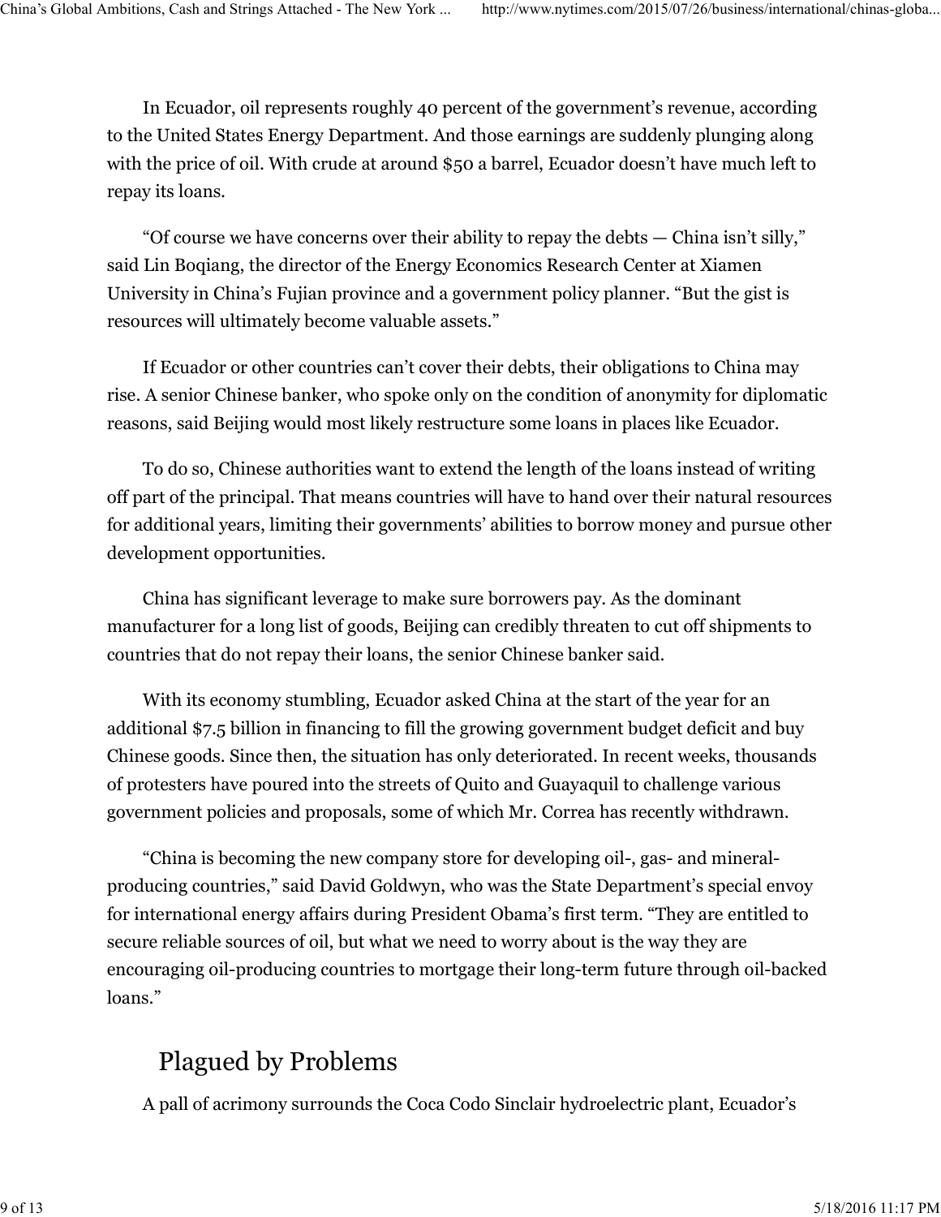In Ecuador, oil represents roughly 40 percent of the government's revenue, according to the United States Energy Department. And those earnings are suddenly plunging along with the price of oil. With crude at around $50 a barrel, Ecuador doesn't have much left to repay its loans.

"Of course we have concerns over their ability to repay the debts — China isn't silly," said Lin Boqiang, the director of the Energy Economics Research Center at Xiamen University in China's Fujian province and a government policy planner. "But the gist is resources will ultimately become valuable assets."

If Ecuador or other countries can't cover their debts, their obligations to China may rise. A senior Chinese banker, who spoke only on the condition of anonymity for diplomatic reasons, said Beijing would most likely restructure some loans in places like Ecuador.

To do so, Chinese authorities want to extend the length of the loans instead of writing off part of the principal. That means countries will have to hand over their natural resources for additional years, limiting their governments' abilities to borrow money and pursue other development opportunities.

China has significant leverage to make sure borrowers pay. As the dominant manufacturer for a long list of goods, Beijing can credibly threaten to cut off shipments to countries that do not repay their loans, the senior Chinese banker said.

With its economy stumbling, Ecuador asked China at the start of the year for an additional $7.5 billion in financing to fill the growing government budget deficit and buy Chinese goods. Since then, the situation has only deteriorated. In recent weeks, thousands of protesters have poured into the streets of Quito and Guayaquil to challenge various government policies and proposals, some of which Mr. Correa has recently withdrawn.

"China is becoming the new company store for developing oil-, gas- and mineral-producing countries," said David Goldwyn, who was the State Department's special envoy for international energy affairs during President Obama's first term. "They are entitled to secure reliable sources of oil, but what we need to worry about is the way they are encouraging oil-producing countries to mortgage their long-term future through oil-backed loans."

## Plagued by Problems

A pall of acrimony surrounds the Coca Codo Sinclair hydroelectric plant, Ecuador's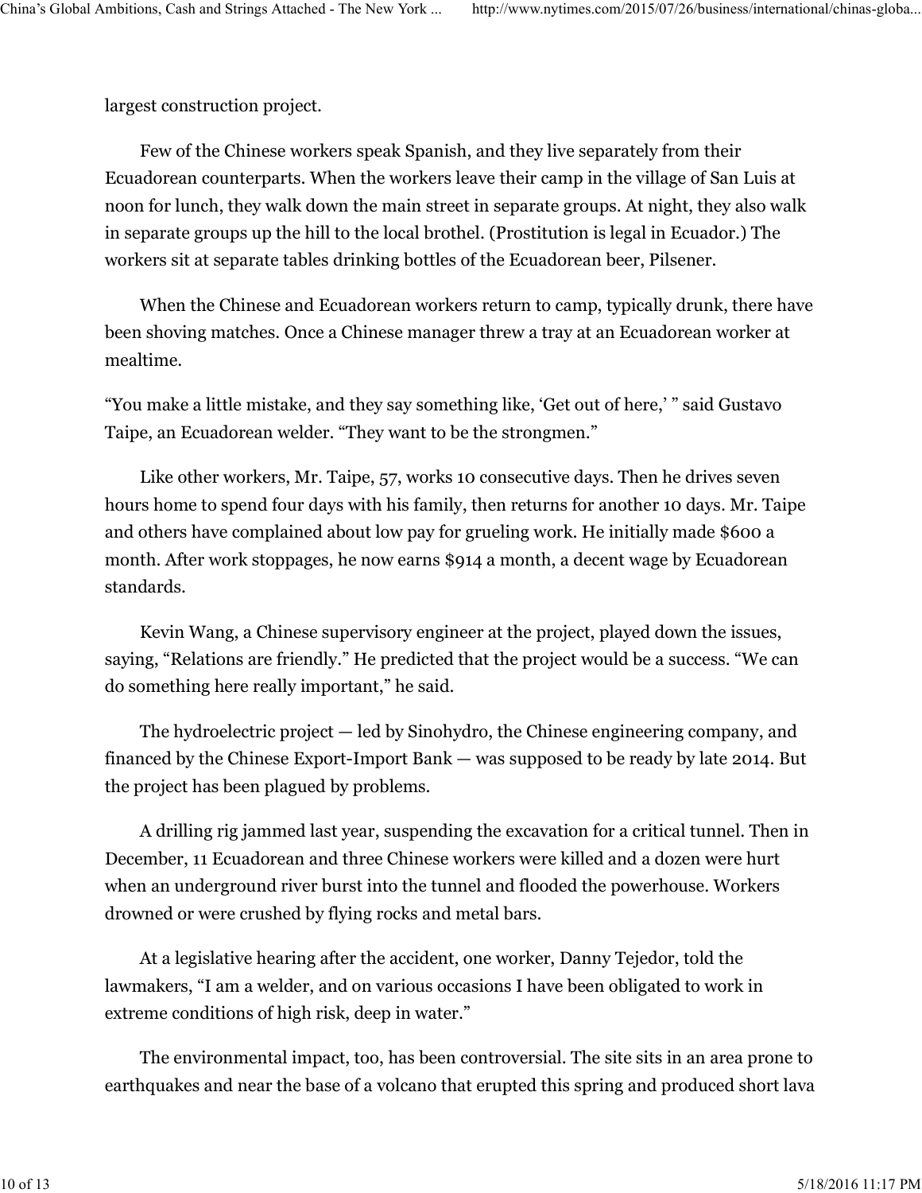largest construction project.

Few of the Chinese workers speak Spanish, and they live separately from their Ecuadorean counterparts. When the workers leave their camp in the village of San Luis at noon for lunch, they walk down the main street in separate groups. At night, they also walk in separate groups up the hill to the local brothel. (Prostitution is legal in Ecuador.) The workers sit at separate tables drinking bottles of the Ecuadorean beer, Pilsener.

When the Chinese and Ecuadorean workers return to camp, typically drunk, there have been shoving matches. Once a Chinese manager threw a tray at an Ecuadorean worker at mealtime.

"You make a little mistake, and they say something like, 'Get out of here,' " said Gustavo Taipe, an Ecuadorean welder. "They want to be the strongmen."

Like other workers, Mr. Taipe, 57, works 10 consecutive days. Then he drives seven hours home to spend four days with his family, then returns for another 10 days. Mr. Taipe and others have complained about low pay for grueling work. He initially made $600 a month. After work stoppages, he now earns $914 a month, a decent wage by Ecuadorean standards.

Kevin Wang, a Chinese supervisory engineer at the project, played down the issues, saying, "Relations are friendly." He predicted that the project would be a success. "We can do something here really important," he said.

The hydroelectric project — led by Sinohydro, the Chinese engineering company, and financed by the Chinese Export-Import Bank — was supposed to be ready by late 2014. But the project has been plagued by problems.

A drilling rig jammed last year, suspending the excavation for a critical tunnel. Then in December, 11 Ecuadorean and three Chinese workers were killed and a dozen were hurt when an underground river burst into the tunnel and flooded the powerhouse. Workers drowned or were crushed by flying rocks and metal bars.

At a legislative hearing after the accident, one worker, Danny Tejedor, told the lawmakers, "I am a welder, and on various occasions I have been obligated to work in extreme conditions of high risk, deep in water."

The environmental impact, too, has been controversial. The site sits in an area prone to earthquakes and near the base of a volcano that erupted this spring and produced short lava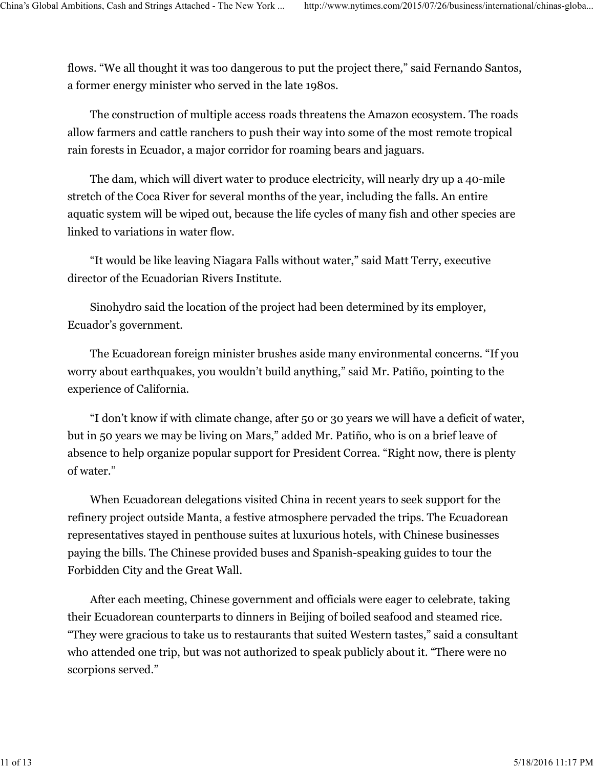flows. “We all thought it was too dangerous to put the project there,” said Fernando Santos, a former energy minister who served in the late 1980s.

The construction of multiple access roads threatens the Amazon ecosystem. The roads allow farmers and cattle ranchers to push their way into some of the most remote tropical rain forests in Ecuador, a major corridor for roaming bears and jaguars.

The dam, which will divert water to produce electricity, will nearly dry up a 40-mile stretch of the Coca River for several months of the year, including the falls. An entire aquatic system will be wiped out, because the life cycles of many fish and other species are linked to variations in water flow.

“It would be like leaving Niagara Falls without water,” said Matt Terry, executive director of the Ecuadorian Rivers Institute.

Sinohydro said the location of the project had been determined by its employer, Ecuador’s government.

The Ecuadorean foreign minister brushes aside many environmental concerns. “If you worry about earthquakes, you wouldn’t build anything,” said Mr. Patiño, pointing to the experience of California.

“I don’t know if with climate change, after 50 or 30 years we will have a deficit of water, but in 50 years we may be living on Mars,” added Mr. Patiño, who is on a brief leave of absence to help organize popular support for President Correa. “Right now, there is plenty of water.”

When Ecuadorean delegations visited China in recent years to seek support for the refinery project outside Manta, a festive atmosphere pervaded the trips. The Ecuadorean representatives stayed in penthouse suites at luxurious hotels, with Chinese businesses paying the bills. The Chinese provided buses and Spanish-speaking guides to tour the Forbidden City and the Great Wall.

After each meeting, Chinese government and officials were eager to celebrate, taking their Ecuadorean counterparts to dinners in Beijing of boiled seafood and steamed rice. “They were gracious to take us to restaurants that suited Western tastes,” said a consultant who attended one trip, but was not authorized to speak publicly about it. “There were no scorpions served.”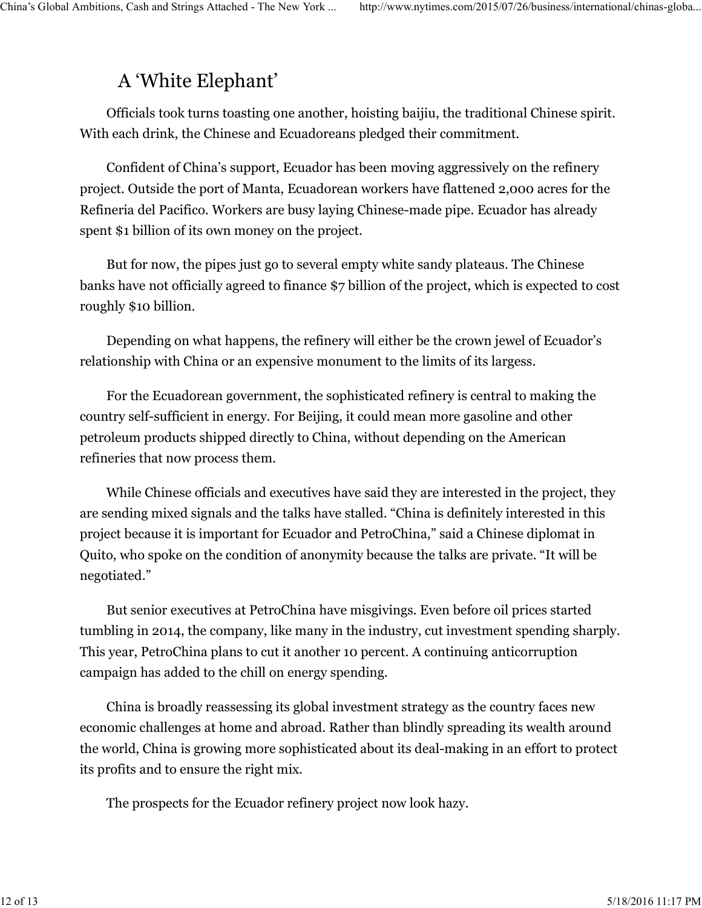## A 'White Elephant'

Officials took turns toasting one another, hoisting baijiu, the traditional Chinese spirit. With each drink, the Chinese and Ecuadoreans pledged their commitment.

Confident of China's support, Ecuador has been moving aggressively on the refinery project. Outside the port of Manta, Ecuadorean workers have flattened 2,000 acres for the Refineria del Pacifico. Workers are busy laying Chinese-made pipe. Ecuador has already spent $1 billion of its own money on the project.

But for now, the pipes just go to several empty white sandy plateaus. The Chinese banks have not officially agreed to finance $7 billion of the project, which is expected to cost roughly $10 billion.

Depending on what happens, the refinery will either be the crown jewel of Ecuador's relationship with China or an expensive monument to the limits of its largess.

For the Ecuadorean government, the sophisticated refinery is central to making the country self-sufficient in energy. For Beijing, it could mean more gasoline and other petroleum products shipped directly to China, without depending on the American refineries that now process them.

While Chinese officials and executives have said they are interested in the project, they are sending mixed signals and the talks have stalled. "China is definitely interested in this project because it is important for Ecuador and PetroChina," said a Chinese diplomat in Quito, who spoke on the condition of anonymity because the talks are private. "It will be negotiated."

But senior executives at PetroChina have misgivings. Even before oil prices started tumbling in 2014, the company, like many in the industry, cut investment spending sharply. This year, PetroChina plans to cut it another 10 percent. A continuing anticorruption campaign has added to the chill on energy spending.

China is broadly reassessing its global investment strategy as the country faces new economic challenges at home and abroad. Rather than blindly spreading its wealth around the world, China is growing more sophisticated about its deal-making in an effort to protect its profits and to ensure the right mix.

The prospects for the Ecuador refinery project now look hazy.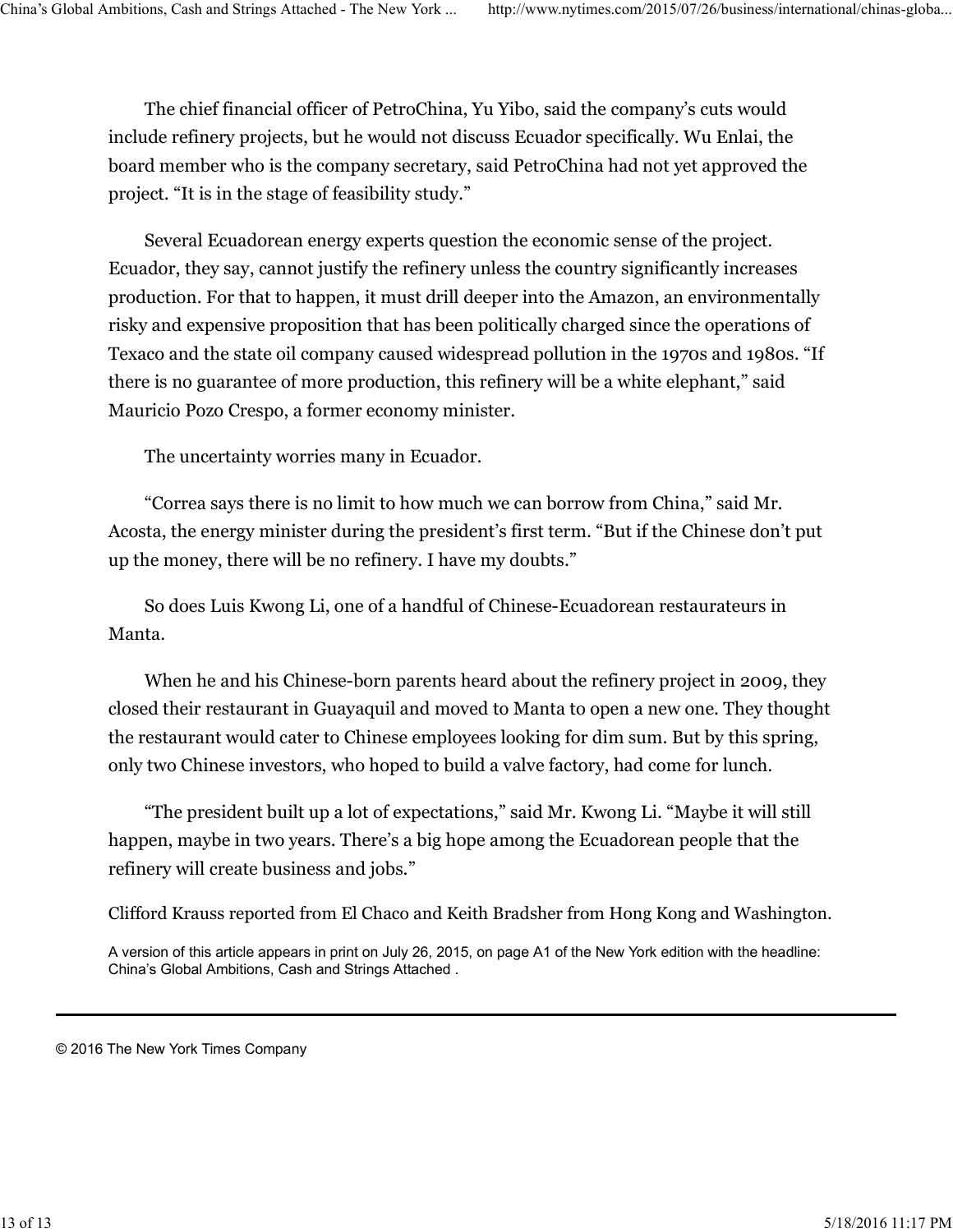The chief financial officer of PetroChina, Yu Yibo, said the company's cuts would include refinery projects, but he would not discuss Ecuador specifically. Wu Enlai, the board member who is the company secretary, said PetroChina had not yet approved the project. "It is in the stage of feasibility study."

Several Ecuadorean energy experts question the economic sense of the project. Ecuador, they say, cannot justify the refinery unless the country significantly increases production. For that to happen, it must drill deeper into the Amazon, an environmentally risky and expensive proposition that has been politically charged since the operations of Texaco and the state oil company caused widespread pollution in the 1970s and 1980s. "If there is no guarantee of more production, this refinery will be a white elephant," said Mauricio Pozo Crespo, a former economy minister.

The uncertainty worries many in Ecuador.

"Correa says there is no limit to how much we can borrow from China," said Mr. Acosta, the energy minister during the president's first term. "But if the Chinese don't put up the money, there will be no refinery. I have my doubts."

So does Luis Kwong Li, one of a handful of Chinese-Ecuadorean restaurateurs in Manta.

When he and his Chinese-born parents heard about the refinery project in 2009, they closed their restaurant in Guayaquil and moved to Manta to open a new one. They thought the restaurant would cater to Chinese employees looking for dim sum. But by this spring, only two Chinese investors, who hoped to build a valve factory, had come for lunch.

"The president built up a lot of expectations," said Mr. Kwong Li. "Maybe it will still happen, maybe in two years. There's a big hope among the Ecuadorean people that the refinery will create business and jobs."

Clifford Krauss reported from El Chaco and Keith Bradsher from Hong Kong and Washington.

A version of this article appears in print on July 26, 2015, on page A1 of the New York edition with the headline: China's Global Ambitions, Cash and Strings Attached .

© 2016 The New York Times Company